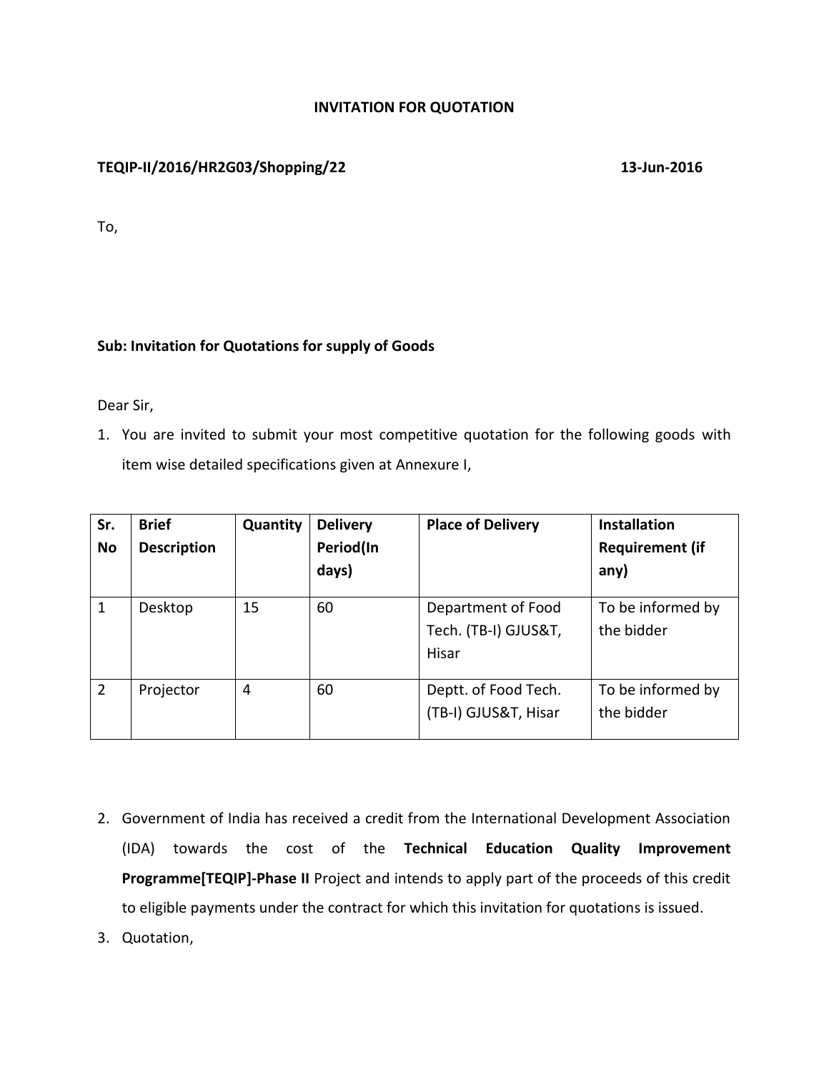# INVITATION FOR QUOTATION

**TEQIP-II/2016/HR2G03/Shopping/22** **13-Jun-2016**

To,

**Sub: Invitation for Quotations for supply of Goods**

Dear Sir,

1. You are invited to submit your most competitive quotation for the following goods with item wise detailed specifications given at Annexure I,

| Sr. No | Brief Description | Quantity | Delivery Period(In days) | Place of Delivery | Installation Requirement (if any) |
|---|---|---|---|---|---|
| 1 | Desktop | 15 | 60 | Department of Food Tech. (TB-I) GJUS&T, Hisar | To be informed by the bidder |
| 2 | Projector | 4 | 60 | Deptt. of Food Tech. (TB-I) GJUS&T, Hisar | To be informed by the bidder |

2. Government of India has received a credit from the International Development Association (IDA) towards the cost of the **Technical Education Quality Improvement Programme[TEQIP]-Phase II** Project and intends to apply part of the proceeds of this credit to eligible payments under the contract for which this invitation for quotations is issued.
3. Quotation,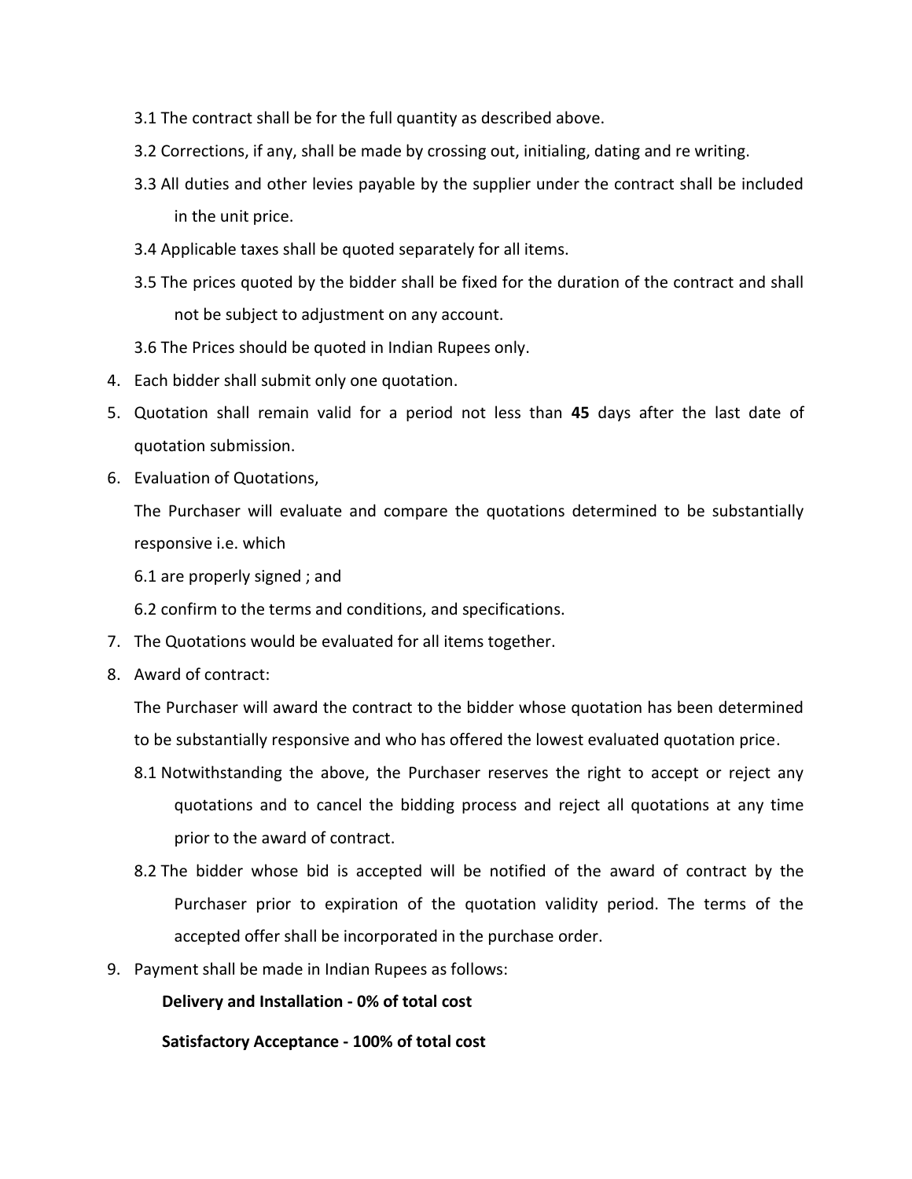3.1 The contract shall be for the full quantity as described above.

3.2 Corrections, if any, shall be made by crossing out, initialing, dating and re writing.

3.3 All duties and other levies payable by the supplier under the contract shall be included in the unit price.

3.4 Applicable taxes shall be quoted separately for all items.

3.5 The prices quoted by the bidder shall be fixed for the duration of the contract and shall not be subject to adjustment on any account.

3.6 The Prices should be quoted in Indian Rupees only.

4. Each bidder shall submit only one quotation.

5. Quotation shall remain valid for a period not less than **45** days after the last date of quotation submission.

6. Evaluation of Quotations,

   The Purchaser will evaluate and compare the quotations determined to be substantially responsive i.e. which

   6.1 are properly signed ; and

   6.2 confirm to the terms and conditions, and specifications.

7. The Quotations would be evaluated for all items together.

8. Award of contract:

   The Purchaser will award the contract to the bidder whose quotation has been determined to be substantially responsive and who has offered the lowest evaluated quotation price.

   8.1 Notwithstanding the above, the Purchaser reserves the right to accept or reject any quotations and to cancel the bidding process and reject all quotations at any time prior to the award of contract.

   8.2 The bidder whose bid is accepted will be notified of the award of contract by the Purchaser prior to expiration of the quotation validity period. The terms of the accepted offer shall be incorporated in the purchase order.

9. Payment shall be made in Indian Rupees as follows:

   **Delivery and Installation - 0% of total cost**

   **Satisfactory Acceptance - 100% of total cost**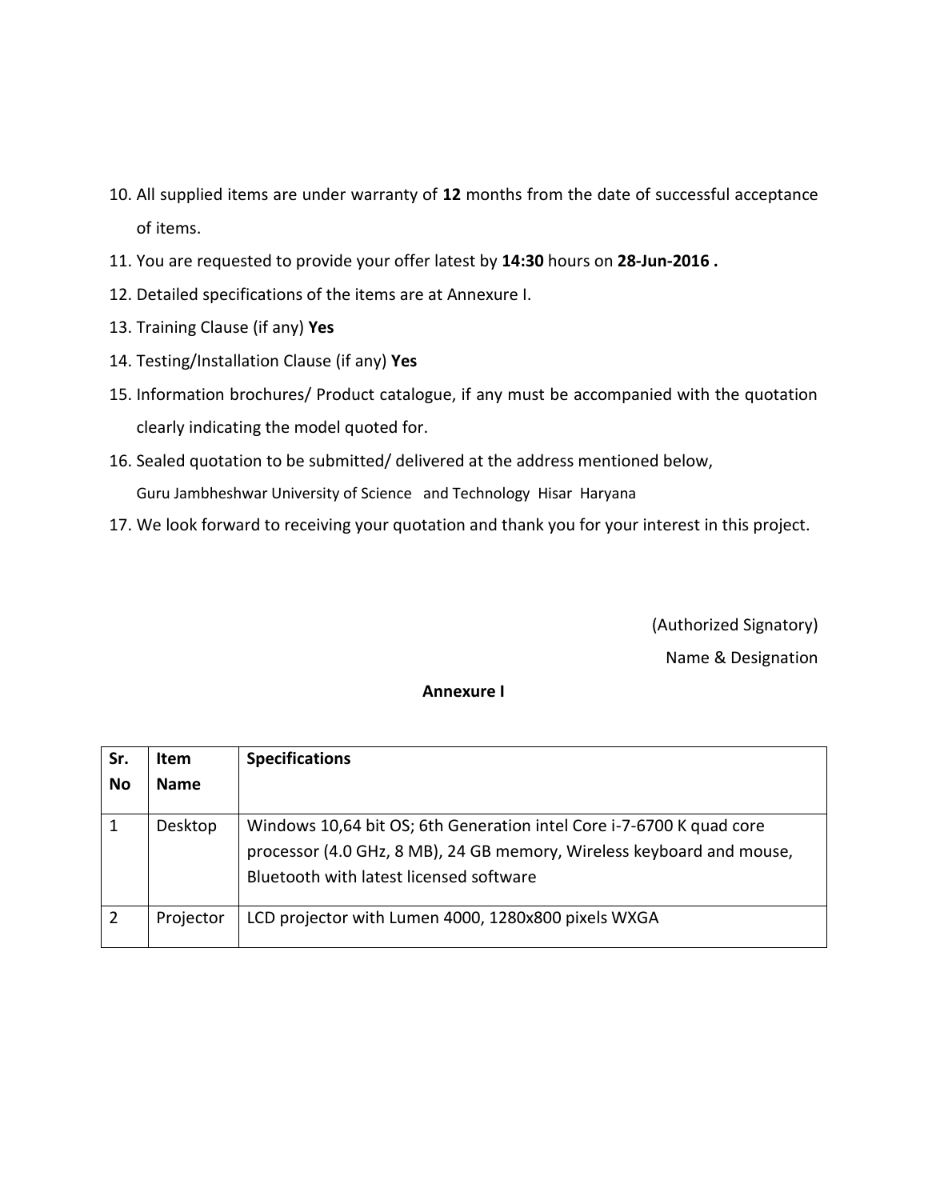10. All supplied items are under warranty of **12** months from the date of successful acceptance of items.
11. You are requested to provide your offer latest by **14:30** hours on **28-Jun-2016 .**
12. Detailed specifications of the items are at Annexure I.
13. Training Clause (if any) **Yes**
14. Testing/Installation Clause (if any) **Yes**
15. Information brochures/ Product catalogue, if any must be accompanied with the quotation clearly indicating the model quoted for.
16. Sealed quotation to be submitted/ delivered at the address mentioned below,
    Guru Jambheshwar University of Science and Technology Hisar Haryana
17. We look forward to receiving your quotation and thank you for your interest in this project.

(Authorized Signatory)

Name & Designation

**Annexure I**

| **Sr. No** | **Item Name** | **Specifications** |
|---|---|---|
| 1 | Desktop | Windows 10,64 bit OS; 6th Generation intel Core i-7-6700 K quad core processor (4.0 GHz, 8 MB), 24 GB memory, Wireless keyboard and mouse, Bluetooth with latest licensed software |
| 2 | Projector | LCD projector with Lumen 4000, 1280x800 pixels WXGA |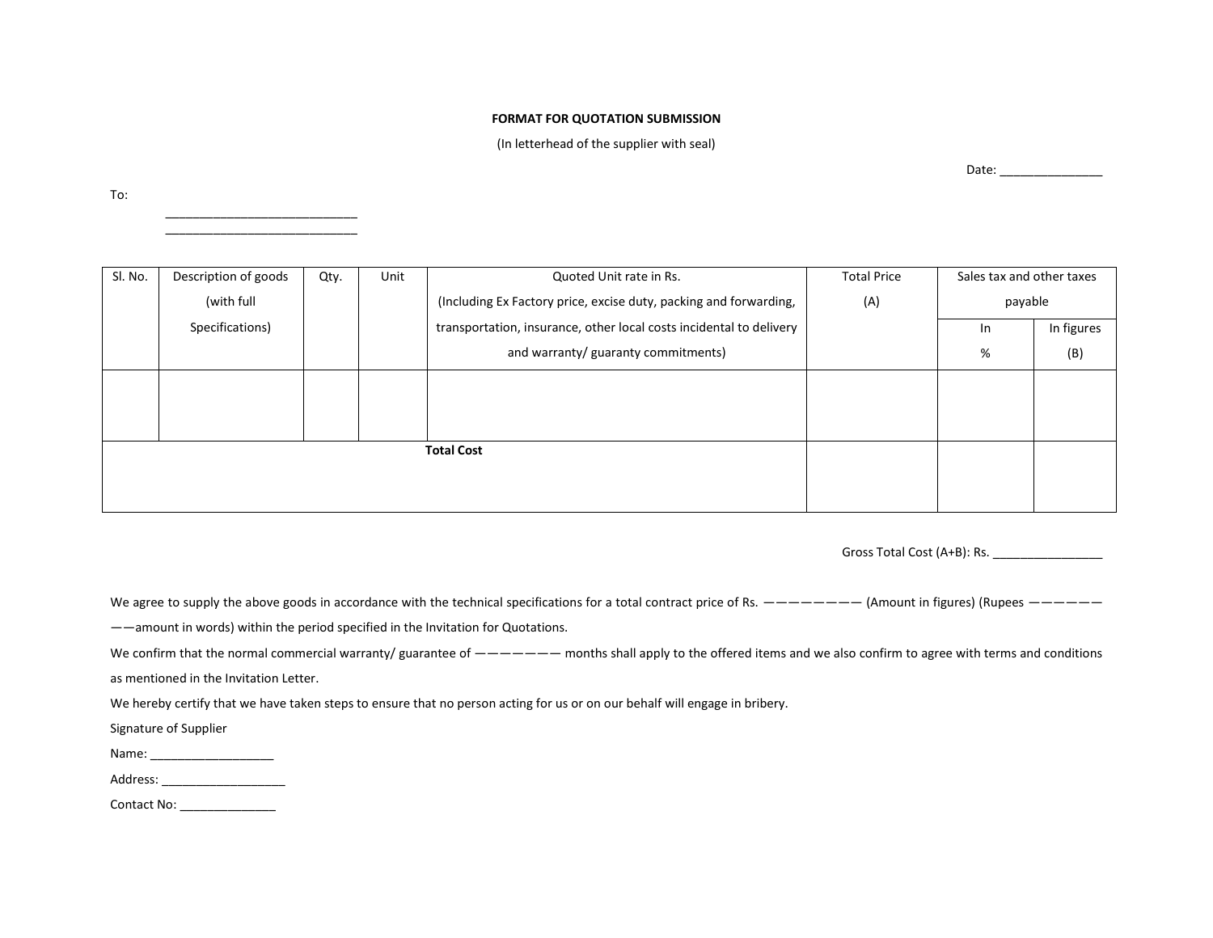**FORMAT FOR QUOTATION SUBMISSION**

(In letterhead of the supplier with seal)

Date: _______________

To:

____________________________

____________________________

| Sl. No. | Description of goods (with full Specifications) | Qty. | Unit | Quoted Unit rate in Rs. (Including Ex Factory price, excise duty, packing and forwarding, transportation, insurance, other local costs incidental to delivery and warranty/ guaranty commitments) | Total Price (A) | Sales tax and other taxes payable | |
|---|---|---|---|---|---|---|---|
| | | | | | | In % | In figures (B) |
| | | | | | | | |
| **Total Cost** | | | | | | | |

Gross Total Cost (A+B): Rs. ________________

We agree to supply the above goods in accordance with the technical specifications for a total contract price of Rs. ———————— (Amount in figures) (Rupees ————————amount in words) within the period specified in the Invitation for Quotations.

We confirm that the normal commercial warranty/ guarantee of ——————— months shall apply to the offered items and we also confirm to agree with terms and conditions as mentioned in the Invitation Letter.

We hereby certify that we have taken steps to ensure that no person acting for us or on our behalf will engage in bribery.

Signature of Supplier

Name: __________________

Address: __________________

Contact No: ______________